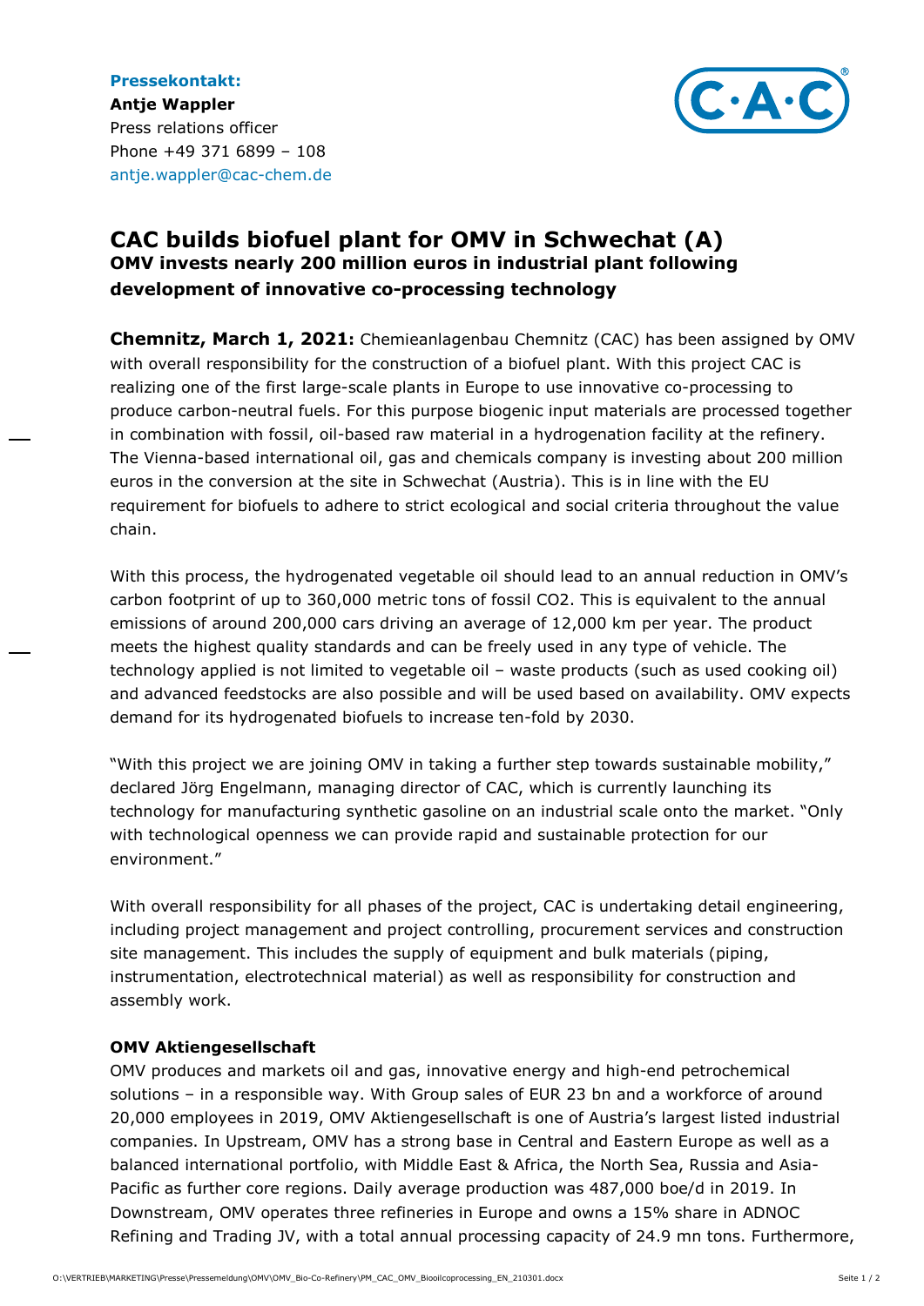**Pressekontakt:**
**Antje Wappler**
Press relations officer
Phone +49 371 6899 – 108
antje.wappler@cac-chem.de

# CAC builds biofuel plant for OMV in Schwechat (A)

## OMV invests nearly 200 million euros in industrial plant following development of innovative co-processing technology

**Chemnitz, March 1, 2021:** Chemieanlagenbau Chemnitz (CAC) has been assigned by OMV with overall responsibility for the construction of a biofuel plant. With this project CAC is realizing one of the first large-scale plants in Europe to use innovative co-processing to produce carbon-neutral fuels. For this purpose biogenic input materials are processed together in combination with fossil, oil-based raw material in a hydrogenation facility at the refinery. The Vienna-based international oil, gas and chemicals company is investing about 200 million euros in the conversion at the site in Schwechat (Austria). This is in line with the EU requirement for biofuels to adhere to strict ecological and social criteria throughout the value chain.

With this process, the hydrogenated vegetable oil should lead to an annual reduction in OMV's carbon footprint of up to 360,000 metric tons of fossil $CO_2$. This is equivalent to the annual emissions of around 200,000 cars driving an average of 12,000 km per year. The product meets the highest quality standards and can be freely used in any type of vehicle. The technology applied is not limited to vegetable oil – waste products (such as used cooking oil) and advanced feedstocks are also possible and will be used based on availability. OMV expects demand for its hydrogenated biofuels to increase ten-fold by 2030.

"With this project we are joining OMV in taking a further step towards sustainable mobility," declared Jörg Engelmann, managing director of CAC, which is currently launching its technology for manufacturing synthetic gasoline on an industrial scale onto the market. "Only with technological openness we can provide rapid and sustainable protection for our environment."

With overall responsibility for all phases of the project, CAC is undertaking detail engineering, including project management and project controlling, procurement services and construction site management. This includes the supply of equipment and bulk materials (piping, instrumentation, electrotechnical material) as well as responsibility for construction and assembly work.

### OMV Aktiengesellschaft

OMV produces and markets oil and gas, innovative energy and high-end petrochemical solutions – in a responsible way. With Group sales of EUR 23 bn and a workforce of around 20,000 employees in 2019, OMV Aktiengesellschaft is one of Austria's largest listed industrial companies. In Upstream, OMV has a strong base in Central and Eastern Europe as well as a balanced international portfolio, with Middle East & Africa, the North Sea, Russia and Asia-Pacific as further core regions. Daily average production was 487,000 boe/d in 2019. In Downstream, OMV operates three refineries in Europe and owns a 15% share in ADNOC Refining and Trading JV, with a total annual processing capacity of 24.9 mn tons. Furthermore,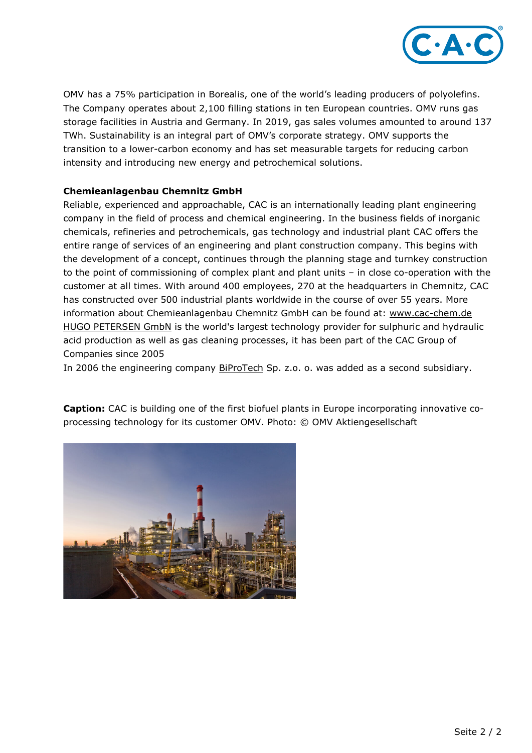OMV has a 75% participation in Borealis, one of the world's leading producers of polyolefins. The Company operates about 2,100 filling stations in ten European countries. OMV runs gas storage facilities in Austria and Germany. In 2019, gas sales volumes amounted to around 137 TWh. Sustainability is an integral part of OMV's corporate strategy. OMV supports the transition to a lower-carbon economy and has set measurable targets for reducing carbon intensity and introducing new energy and petrochemical solutions.

**Chemieanlagenbau Chemnitz GmbH**

Reliable, experienced and approachable, CAC is an internationally leading plant engineering company in the field of process and chemical engineering. In the business fields of inorganic chemicals, refineries and petrochemicals, gas technology and industrial plant CAC offers the entire range of services of an engineering and plant construction company. This begins with the development of a concept, continues through the planning stage and turnkey construction to the point of commissioning of complex plant and plant units – in close co-operation with the customer at all times. With around 400 employees, 270 at the headquarters in Chemnitz, CAC has constructed over 500 industrial plants worldwide in the course of over 55 years. More information about Chemieanlagenbau Chemnitz GmbH can be found at: www.cac-chem.de
HUGO PETERSEN GmbN is the world's largest technology provider for sulphuric and hydraulic acid production as well as gas cleaning processes, it has been part of the CAC Group of Companies since 2005

In 2006 the engineering company BiProTech Sp. z.o. o. was added as a second subsidiary.

**Caption:** CAC is building one of the first biofuel plants in Europe incorporating innovative co-processing technology for its customer OMV. Photo: © OMV Aktiengesellschaft